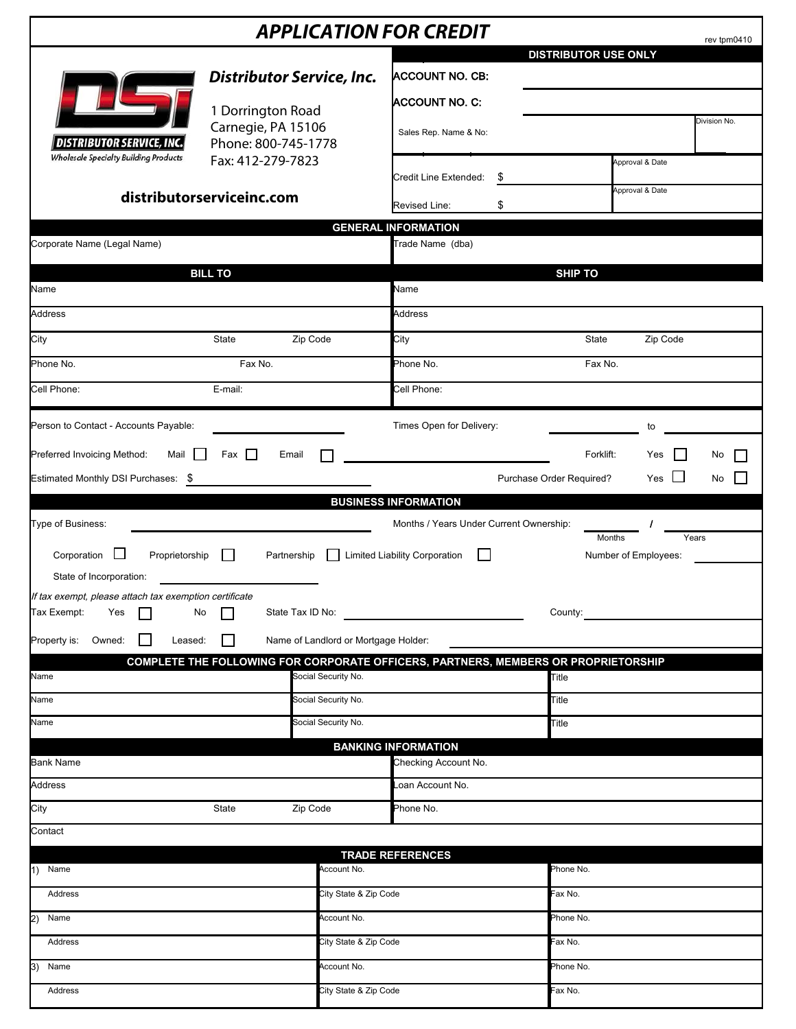# APPLICATION FOR CREDIT

rev tpm0410

**Distributor Service, Inc.**

1 Dorrington Road
Carnegie, PA 15106
Phone: 800-745-1778
Fax: 412-279-7823

DISTRIBUTOR SERVICE, INC.
*Wholesale Specialty Building Products*

**distributorserviceinc.com**

| DISTRIBUTOR USE ONLY | |
|---|---|
| ACCOUNT NO. CB: | |
| ACCOUNT NO. C: | |
| Sales Rep. Name & No: | Division No. |
| Credit Line Extended: $ | Approval & Date |
| Revised Line: $ | Approval & Date |

## GENERAL INFORMATION

| Corporate Name (Legal Name) | Trade Name (dba) |
|---|---|
| | |

| BILL TO | | | SHIP TO | | |
|---|---|---|---|---|---|
| Name | | | Name | | |
| Address | | | Address | | |
| City | State | Zip Code | City | State | Zip Code |
| Phone No. | Fax No. | | Phone No. | Fax No. | |
| Cell Phone: | E-mail: | | Cell Phone: | | |

Person to Contact - Accounts Payable: ____________ Times Open for Delivery: ____________ to ____________

Preferred Invoicing Method: Mail ☐ Fax ☐ Email ☐ ____________ Forklift: Yes ☐ No ☐

Estimated Monthly DSI Purchases: $ ____________ Purchase Order Required? Yes ☐ No ☐

## BUSINESS INFORMATION

Type of Business: ____________ Months / Years Under Current Ownership: ______ / ______ (Months / Years)

Corporation ☐ Proprietorship ☐ Partnership ☐ Limited Liability Corporation ☐ Number of Employees: ____________

State of Incorporation: ____________

*If tax exempt, please attach tax exemption certificate*

Tax Exempt: Yes ☐ No ☐ State Tax ID No: ____________ County: ____________

Property is: Owned: ☐ Leased: ☐ Name of Landlord or Mortgage Holder: ____________

## COMPLETE THE FOLLOWING FOR CORPORATE OFFICERS, PARTNERS, MEMBERS OR PROPRIETORSHIP

| Name | Social Security No. | Title |
|---|---|---|
| Name | Social Security No. | Title |
| Name | Social Security No. | Title |

## BANKING INFORMATION

| Bank Name | | | Checking Account No. |
|---|---|---|---|
| Address | | | Loan Account No. |
| City | State | Zip Code | Phone No. |
| Contact | | | |

## TRADE REFERENCES

| | | | |
|---|---|---|---|
| 1) | Name | Account No. | Phone No. |
| | Address | City State & Zip Code | Fax No. |
| 2) | Name | Account No. | Phone No. |
| | Address | City State & Zip Code | Fax No. |
| 3) | Name | Account No. | Phone No. |
| | Address | City State & Zip Code | Fax No. |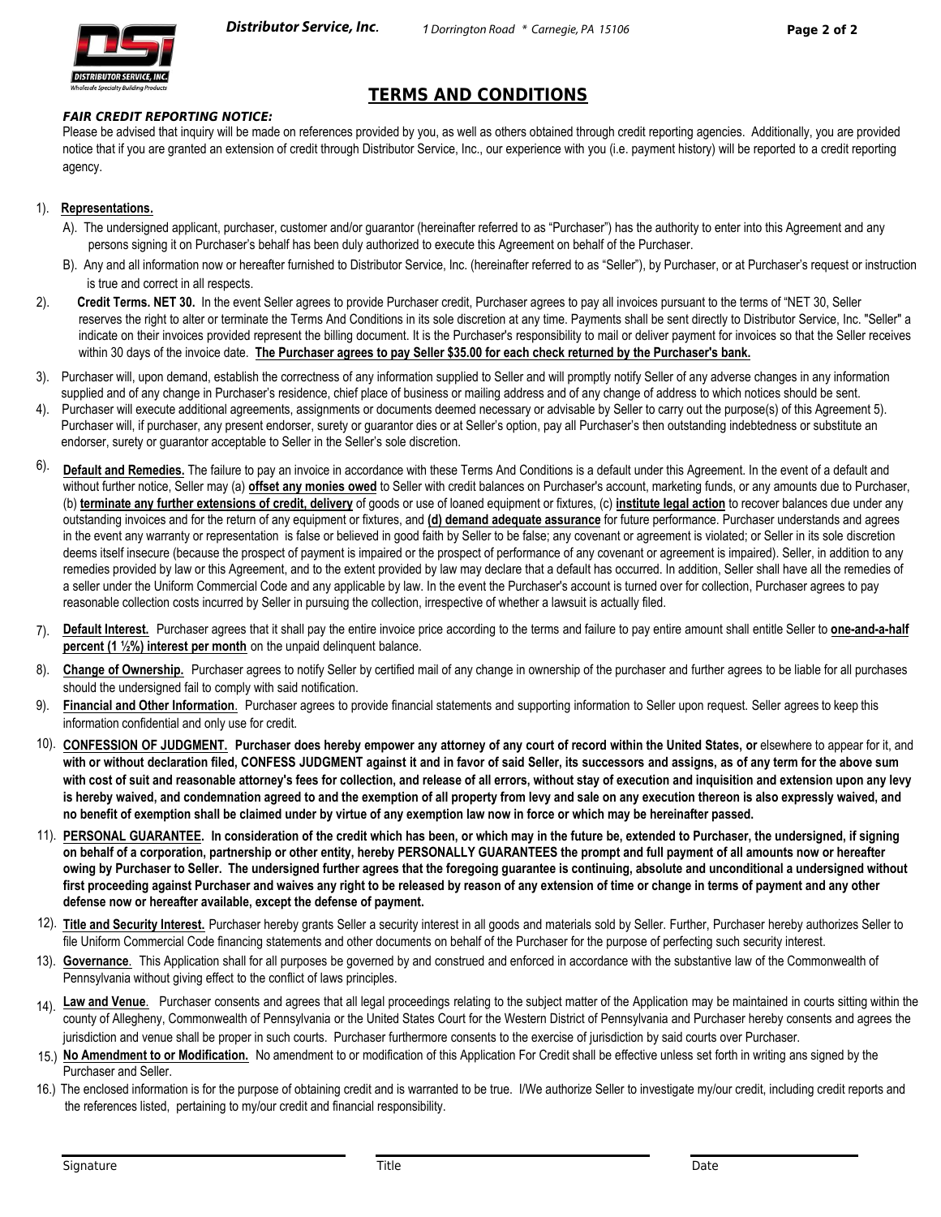# TERMS AND CONDITIONS

***FAIR CREDIT REPORTING NOTICE:***

Please be advised that inquiry will be made on references provided by you, as well as others obtained through credit reporting agencies. Additionally, you are provided notice that if you are granted an extension of credit through Distributor Service, Inc., our experience with you (i.e. payment history) will be reported to a credit reporting agency.

1). **Representations.**

A). The undersigned applicant, purchaser, customer and/or guarantor (hereinafter referred to as "Purchaser") has the authority to enter into this Agreement and any persons signing it on Purchaser's behalf has been duly authorized to execute this Agreement on behalf of the Purchaser.

B). Any and all information now or hereafter furnished to Distributor Service, Inc. (hereinafter referred to as "Seller"), by Purchaser, or at Purchaser's request or instruction is true and correct in all respects.

2). **Credit Terms. NET 30.** In the event Seller agrees to provide Purchaser credit, Purchaser agrees to pay all invoices pursuant to the terms of "NET 30, Seller reserves the right to alter or terminate the Terms And Conditions in its sole discretion at any time. Payments shall be sent directly to Distributor Service, Inc. "Seller" a indicate on their invoices provided represent the billing document. It is the Purchaser's responsibility to mail or deliver payment for invoices so that the Seller receives within 30 days of the invoice date. **The Purchaser agrees to pay Seller $35.00 for each check returned by the Purchaser's bank.**

3). Purchaser will, upon demand, establish the correctness of any information supplied to Seller and will promptly notify Seller of any adverse changes in any information supplied and of any change in Purchaser's residence, chief place of business or mailing address and of any change of address to which notices should be sent.

4). Purchaser will execute additional agreements, assignments or documents deemed necessary or advisable by Seller to carry out the purpose(s) of this Agreement 5). Purchaser will, if purchaser, any present endorser, surety or guarantor dies or at Seller's option, pay all Purchaser's then outstanding indebtedness or substitute an endorser, surety or guarantor acceptable to Seller in the Seller's sole discretion.

6). **Default and Remedies.** The failure to pay an invoice in accordance with these Terms And Conditions is a default under this Agreement. In the event of a default and without further notice, Seller may (a) **offset any monies owed** to Seller with credit balances on Purchaser's account, marketing funds, or any amounts due to Purchaser, (b) **terminate any further extensions of credit, delivery** of goods or use of loaned equipment or fixtures, (c) **institute legal action** to recover balances due under any outstanding invoices and for the return of any equipment or fixtures, and **(d) demand adequate assurance** for future performance. Purchaser understands and agrees in the event any warranty or representation is false or believed in good faith by Seller to be false; any covenant or agreement is violated; or Seller in its sole discretion deems itself insecure (because the prospect of payment is impaired or the prospect of performance of any covenant or agreement is impaired). Seller, in addition to any remedies provided by law or this Agreement, and to the extent provided by law may declare that a default has occurred. In addition, Seller shall have all the remedies of a seller under the Uniform Commercial Code and any applicable by law. In the event the Purchaser's account is turned over for collection, Purchaser agrees to pay reasonable collection costs incurred by Seller in pursuing the collection, irrespective of whether a lawsuit is actually filed.

7). **Default Interest.** Purchaser agrees that it shall pay the entire invoice price according to the terms and failure to pay entire amount shall entitle Seller to **one-and-a-half percent (1 ½%) interest per month** on the unpaid delinquent balance.

8). **Change of Ownership.** Purchaser agrees to notify Seller by certified mail of any change in ownership of the purchaser and further agrees to be liable for all purchases should the undersigned fail to comply with said notification.

9). **Financial and Other Information**. Purchaser agrees to provide financial statements and supporting information to Seller upon request. Seller agrees to keep this information confidential and only use for credit.

10). **CONFESSION OF JUDGMENT. Purchaser does hereby empower any attorney of any court of record within the United States, or** elsewhere to appear for it, and **with or without declaration filed, CONFESS JUDGMENT against it and in favor of said Seller, its successors and assigns, as of any term for the above sum with cost of suit and reasonable attorney's fees for collection, and release of all errors, without stay of execution and inquisition and extension upon any levy is hereby waived, and condemnation agreed to and the exemption of all property from levy and sale on any execution thereon is also expressly waived, and no benefit of exemption shall be claimed under by virtue of any exemption law now in force or which may be hereinafter passed.**

11). **PERSONAL GUARANTEE. In consideration of the credit which has been, or which may in the future be, extended to Purchaser, the undersigned, if signing on behalf of a corporation, partnership or other entity, hereby PERSONALLY GUARANTEES the prompt and full payment of all amounts now or hereafter owing by Purchaser to Seller. The undersigned further agrees that the foregoing guarantee is continuing, absolute and unconditional a undersigned without first proceeding against Purchaser and waives any right to be released by reason of any extension of time or change in terms of payment and any other defense now or hereafter available, except the defense of payment.**

12). **Title and Security Interest.** Purchaser hereby grants Seller a security interest in all goods and materials sold by Seller. Further, Purchaser hereby authorizes Seller to file Uniform Commercial Code financing statements and other documents on behalf of the Purchaser for the purpose of perfecting such security interest.

13). **Governance**. This Application shall for all purposes be governed by and construed and enforced in accordance with the substantive law of the Commonwealth of Pennsylvania without giving effect to the conflict of laws principles.

14). **Law and Venue**. Purchaser consents and agrees that all legal proceedings relating to the subject matter of the Application may be maintained in courts sitting within the county of Allegheny, Commonwealth of Pennsylvania or the United States Court for the Western District of Pennsylvania and Purchaser hereby consents and agrees the jurisdiction and venue shall be proper in such courts. Purchaser furthermore consents to the exercise of jurisdiction by said courts over Purchaser.

15.) **No Amendment to or Modification.** No amendment to or modification of this Application For Credit shall be effective unless set forth in writing ans signed by the Purchaser and Seller.

16.) The enclosed information is for the purpose of obtaining credit and is warranted to be true. I/We authorize Seller to investigate my/our credit, including credit reports and the references listed, pertaining to my/our credit and financial responsibility.

Signature ______________________ Title ______________________ Date ______________________